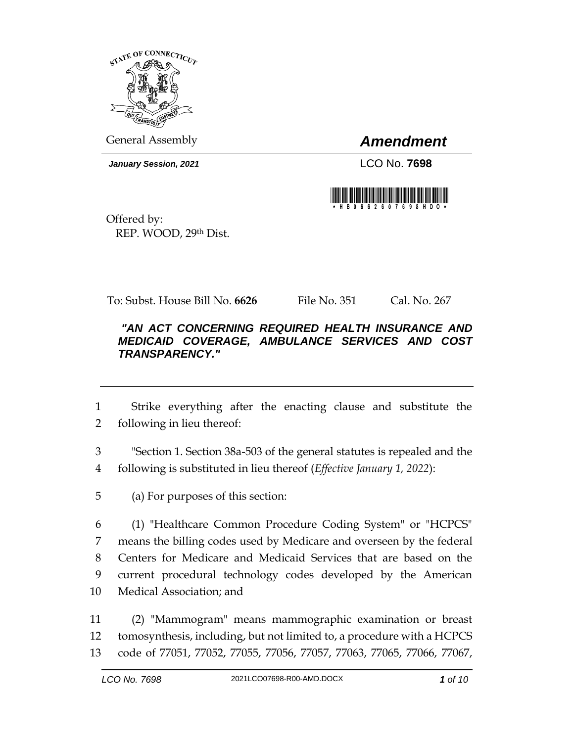General Assembly

# *Amendment*

***January Session, 2021***

LCO No. **7698**

Offered by:
REP. WOOD, 29th Dist.

To: Subst. House Bill No. **6626** File No. 351 Cal. No. 267

***"AN ACT CONCERNING REQUIRED HEALTH INSURANCE AND MEDICAID COVERAGE, AMBULANCE SERVICES AND COST TRANSPARENCY."***

---

1 Strike everything after the enacting clause and substitute the
2 following in lieu thereof:

3 "Section 1. Section 38a-503 of the general statutes is repealed and the
4 following is substituted in lieu thereof (*Effective January 1, 2022*):

5 (a) For purposes of this section:

6 (1) "Healthcare Common Procedure Coding System" or "HCPCS"
7 means the billing codes used by Medicare and overseen by the federal
8 Centers for Medicare and Medicaid Services that are based on the
9 current procedural technology codes developed by the American
10 Medical Association; and

11 (2) "Mammogram" means mammographic examination or breast
12 tomosynthesis, including, but not limited to, a procedure with a HCPCS
13 code of 77051, 77052, 77055, 77056, 77057, 77063, 77065, 77066, 77067,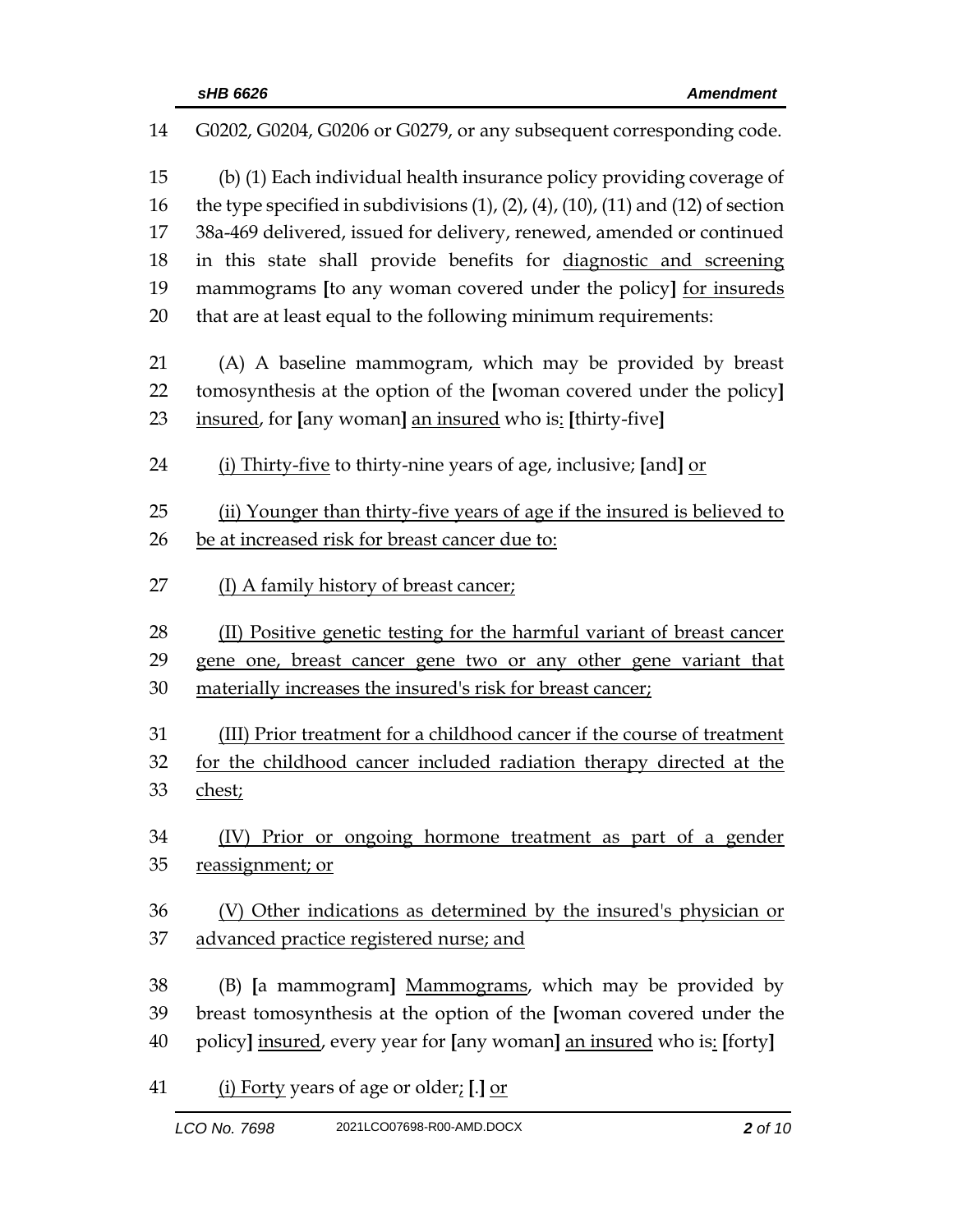G0202, G0204, G0206 or G0279, or any subsequent corresponding code.

(b) (1) Each individual health insurance policy providing coverage of the type specified in subdivisions (1), (2), (4), (10), (11) and (12) of section 38a-469 delivered, issued for delivery, renewed, amended or continued in this state shall provide benefits for diagnostic and screening mammograms [to any woman covered under the policy] for insureds that are at least equal to the following minimum requirements:

(A) A baseline mammogram, which may be provided by breast tomosynthesis at the option of the [woman covered under the policy] insured, for [any woman] an insured who is: [thirty-five]

(i) Thirty-five to thirty-nine years of age, inclusive; [and] or

(ii) Younger than thirty-five years of age if the insured is believed to be at increased risk for breast cancer due to:

(I) A family history of breast cancer;

(II) Positive genetic testing for the harmful variant of breast cancer gene one, breast cancer gene two or any other gene variant that materially increases the insured's risk for breast cancer;

(III) Prior treatment for a childhood cancer if the course of treatment for the childhood cancer included radiation therapy directed at the chest;

(IV) Prior or ongoing hormone treatment as part of a gender reassignment; or

(V) Other indications as determined by the insured's physician or advanced practice registered nurse; and

(B) [a mammogram] Mammograms, which may be provided by breast tomosynthesis at the option of the [woman covered under the policy] insured, every year for [any woman] an insured who is: [forty]

(i) Forty years of age or older; [.] or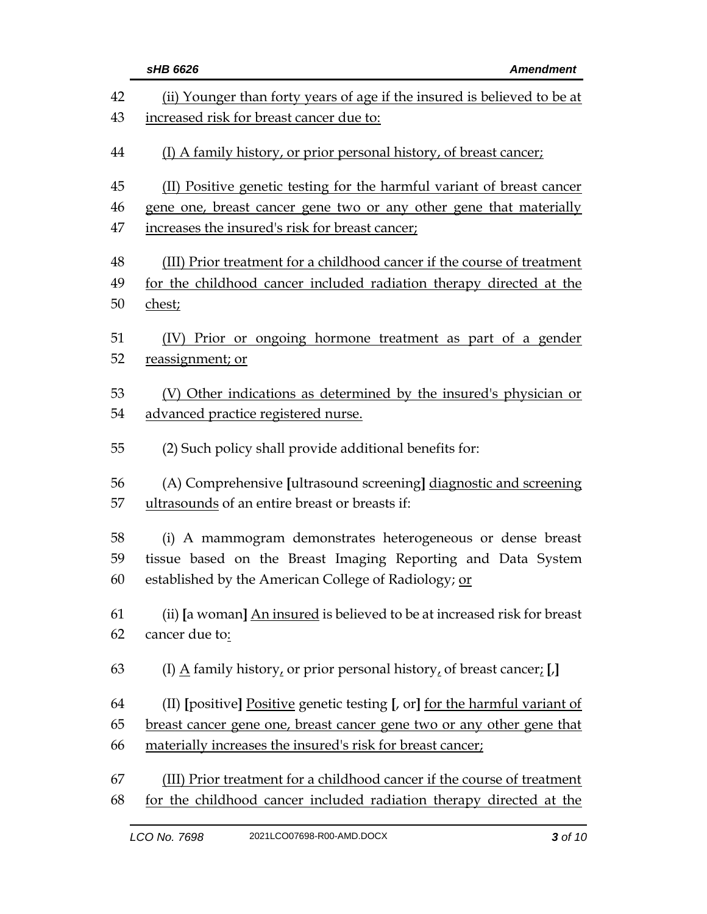42 (ii) Younger than forty years of age if the insured is believed to be at
43 increased risk for breast cancer due to:

44 (I) A family history, or prior personal history, of breast cancer;

45 (II) Positive genetic testing for the harmful variant of breast cancer
46 gene one, breast cancer gene two or any other gene that materially
47 increases the insured's risk for breast cancer;

48 (III) Prior treatment for a childhood cancer if the course of treatment
49 for the childhood cancer included radiation therapy directed at the
50 chest;

51 (IV) Prior or ongoing hormone treatment as part of a gender
52 reassignment; or

53 (V) Other indications as determined by the insured's physician or
54 advanced practice registered nurse.

55 (2) Such policy shall provide additional benefits for:

56 (A) Comprehensive **[**ultrasound screening**]** diagnostic and screening
57 ultrasounds of an entire breast or breasts if:

58 (i) A mammogram demonstrates heterogeneous or dense breast
59 tissue based on the Breast Imaging Reporting and Data System
60 established by the American College of Radiology; or

61 (ii) **[**a woman**]** An insured is believed to be at increased risk for breast
62 cancer due to:

63 (I) A family history, or prior personal history, of breast cancer; **[**,**]**

64 (II) **[**positive**]** Positive genetic testing **[**, or**]** for the harmful variant of
65 breast cancer gene one, breast cancer gene two or any other gene that
66 materially increases the insured's risk for breast cancer;

67 (III) Prior treatment for a childhood cancer if the course of treatment
68 for the childhood cancer included radiation therapy directed at the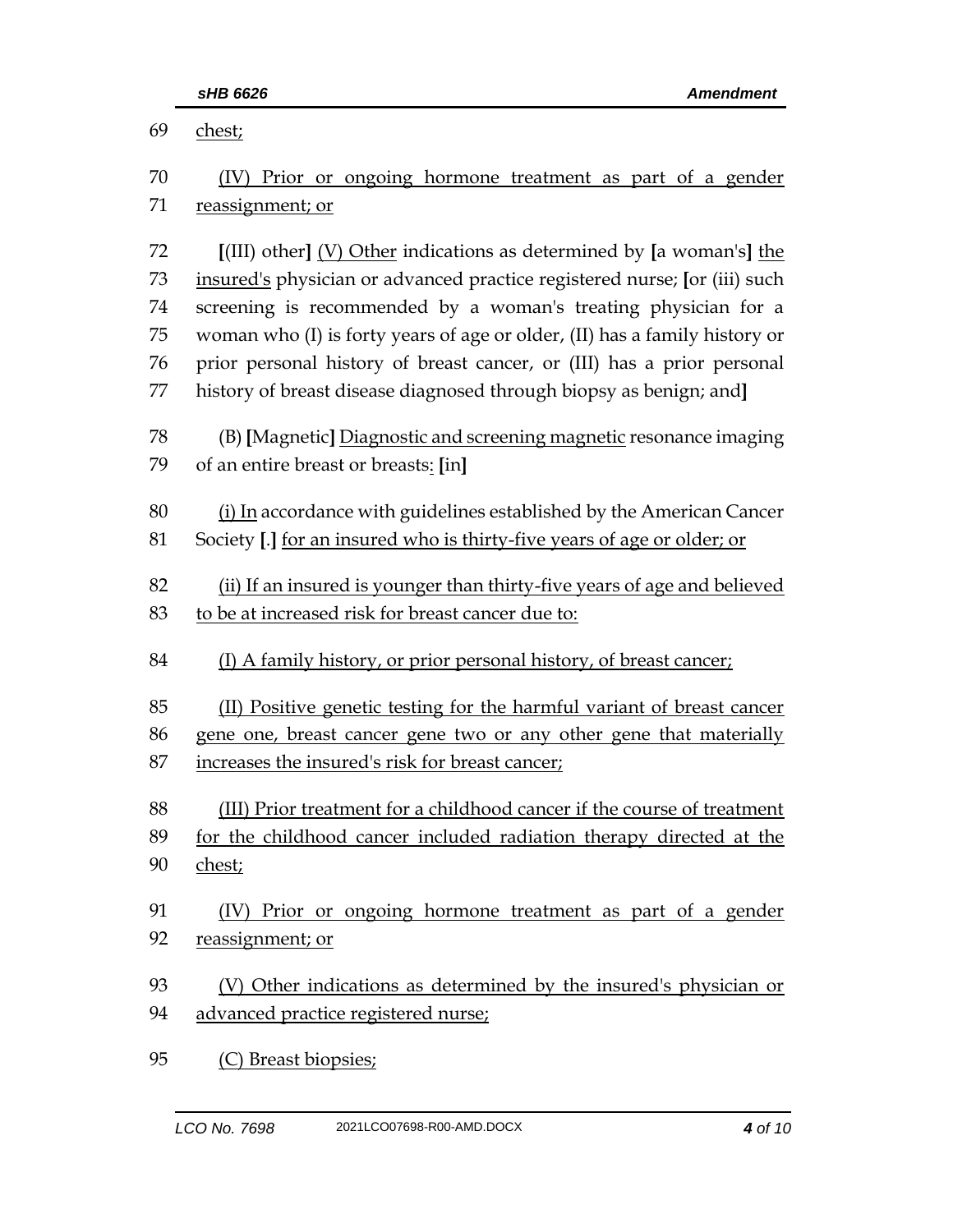69 chest;

70 (IV) Prior or ongoing hormone treatment as part of a gender
71 reassignment; or

72 [(III) other] (V) Other indications as determined by [a woman's] the
73 insured's physician or advanced practice registered nurse; [or (iii) such
74 screening is recommended by a woman's treating physician for a
75 woman who (I) is forty years of age or older, (II) has a family history or
76 prior personal history of breast cancer, or (III) has a prior personal
77 history of breast disease diagnosed through biopsy as benign; and]

78 (B) [Magnetic] Diagnostic and screening magnetic resonance imaging
79 of an entire breast or breasts: [in]

80 (i) In accordance with guidelines established by the American Cancer
81 Society [.] for an insured who is thirty-five years of age or older; or

82 (ii) If an insured is younger than thirty-five years of age and believed
83 to be at increased risk for breast cancer due to:

84 (I) A family history, or prior personal history, of breast cancer;

85 (II) Positive genetic testing for the harmful variant of breast cancer
86 gene one, breast cancer gene two or any other gene that materially
87 increases the insured's risk for breast cancer;

88 (III) Prior treatment for a childhood cancer if the course of treatment
89 for the childhood cancer included radiation therapy directed at the
90 chest;

91 (IV) Prior or ongoing hormone treatment as part of a gender
92 reassignment; or

93 (V) Other indications as determined by the insured's physician or
94 advanced practice registered nurse;

95 (C) Breast biopsies;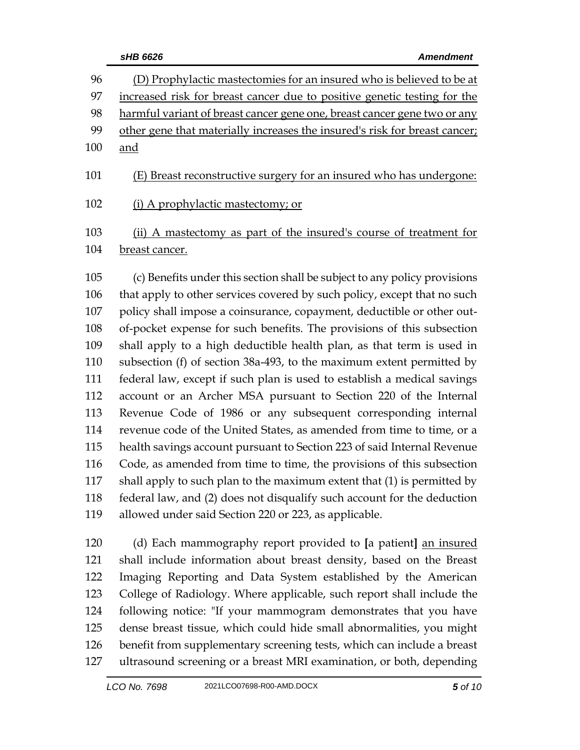(D) Prophylactic mastectomies for an insured who is believed to be at increased risk for breast cancer due to positive genetic testing for the harmful variant of breast cancer gene one, breast cancer gene two or any other gene that materially increases the insured's risk for breast cancer; and

(E) Breast reconstructive surgery for an insured who has undergone:

(i) A prophylactic mastectomy; or

(ii) A mastectomy as part of the insured's course of treatment for breast cancer.

(c) Benefits under this section shall be subject to any policy provisions that apply to other services covered by such policy, except that no such policy shall impose a coinsurance, copayment, deductible or other out-of-pocket expense for such benefits. The provisions of this subsection shall apply to a high deductible health plan, as that term is used in subsection (f) of section 38a-493, to the maximum extent permitted by federal law, except if such plan is used to establish a medical savings account or an Archer MSA pursuant to Section 220 of the Internal Revenue Code of 1986 or any subsequent corresponding internal revenue code of the United States, as amended from time to time, or a health savings account pursuant to Section 223 of said Internal Revenue Code, as amended from time to time, the provisions of this subsection shall apply to such plan to the maximum extent that (1) is permitted by federal law, and (2) does not disqualify such account for the deduction allowed under said Section 220 or 223, as applicable.

(d) Each mammography report provided to **[**a patient**]** an insured shall include information about breast density, based on the Breast Imaging Reporting and Data System established by the American College of Radiology. Where applicable, such report shall include the following notice: "If your mammogram demonstrates that you have dense breast tissue, which could hide small abnormalities, you might benefit from supplementary screening tests, which can include a breast ultrasound screening or a breast MRI examination, or both, depending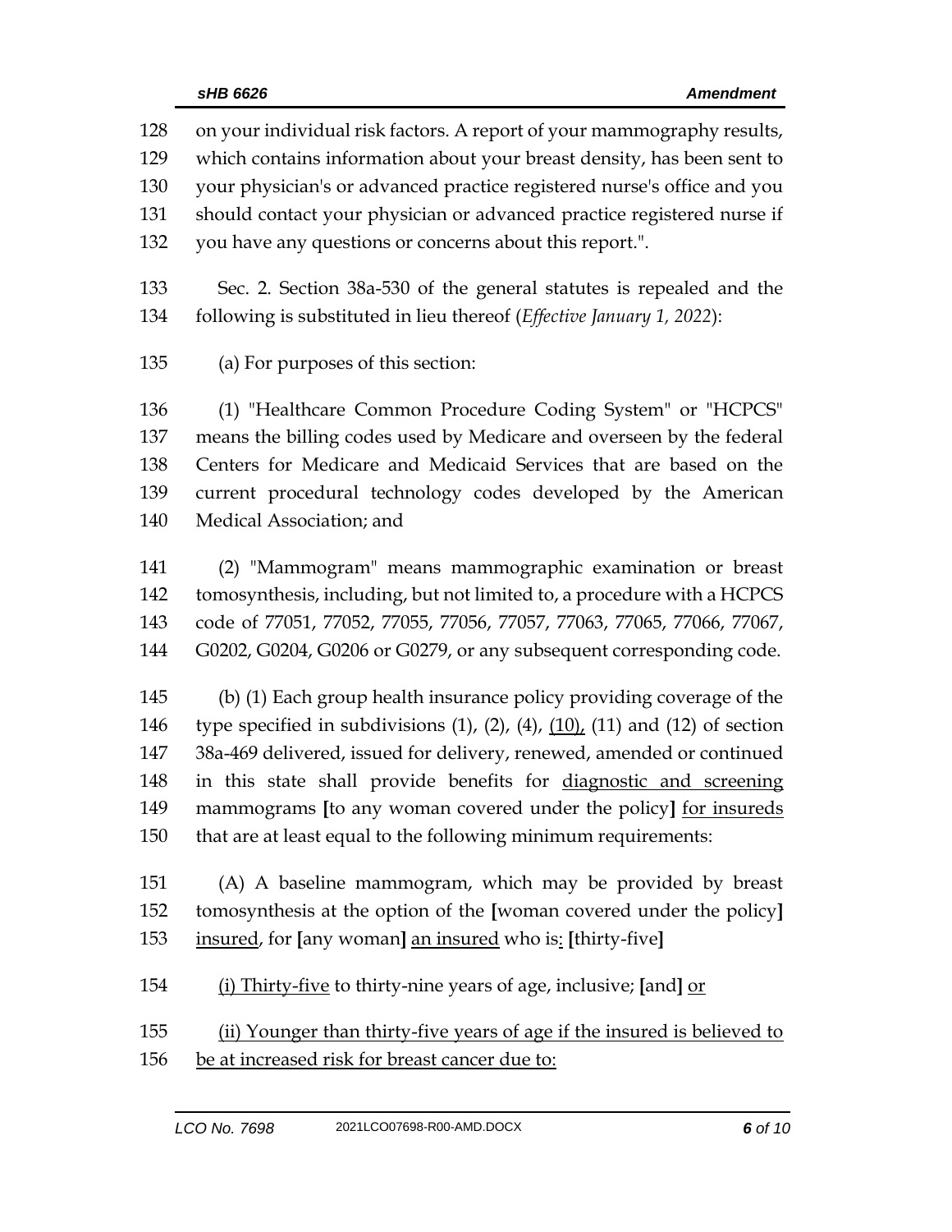128 on your individual risk factors. A report of your mammography results, 129 which contains information about your breast density, has been sent to 130 your physician's or advanced practice registered nurse's office and you 131 should contact your physician or advanced practice registered nurse if 132 you have any questions or concerns about this report.".

133 Sec. 2. Section 38a-530 of the general statutes is repealed and the 134 following is substituted in lieu thereof (*Effective January 1, 2022*):

135 (a) For purposes of this section:

136 (1) "Healthcare Common Procedure Coding System" or "HCPCS" 137 means the billing codes used by Medicare and overseen by the federal 138 Centers for Medicare and Medicaid Services that are based on the 139 current procedural technology codes developed by the American 140 Medical Association; and

141 (2) "Mammogram" means mammographic examination or breast 142 tomosynthesis, including, but not limited to, a procedure with a HCPCS 143 code of 77051, 77052, 77055, 77056, 77057, 77063, 77065, 77066, 77067, 144 G0202, G0204, G0206 or G0279, or any subsequent corresponding code.

145 (b) (1) Each group health insurance policy providing coverage of the 146 type specified in subdivisions (1), (2), (4), <u>(10),</u> (11) and (12) of section 147 38a-469 delivered, issued for delivery, renewed, amended or continued 148 in this state shall provide benefits for <u>diagnostic and screening</u> 149 mammograms **[**to any woman covered under the policy**]** <u>for insureds</u> 150 that are at least equal to the following minimum requirements:

151 (A) A baseline mammogram, which may be provided by breast 152 tomosynthesis at the option of the **[**woman covered under the policy**]** 153 <u>insured</u>, for **[**any woman**]** <u>an insured</u> who is<u>:</u> **[**thirty-five**]**

154 <u>(i) Thirty-five</u> to thirty-nine years of age, inclusive; **[**and**]** <u>or</u>

155 <u>(ii) Younger than thirty-five years of age if the insured is believed to</u> 156 <u>be at increased risk for breast cancer due to:</u>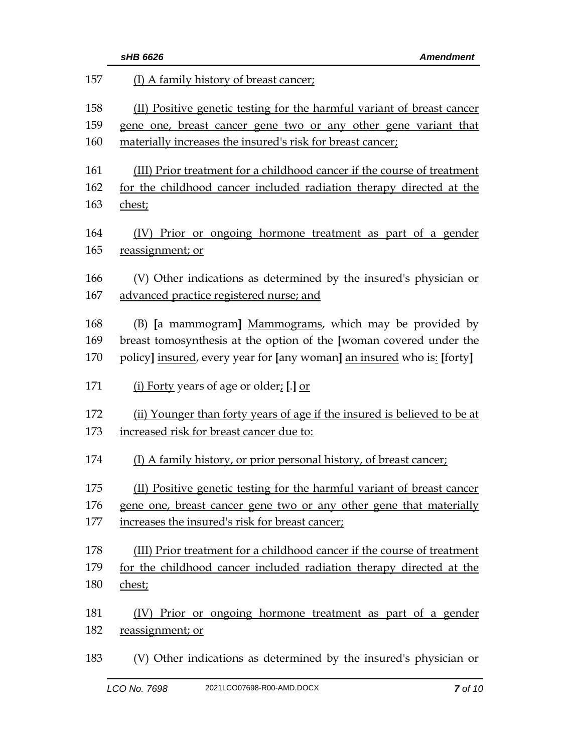157 <u>(I) A family history of breast cancer;</u>

158 <u>(II) Positive genetic testing for the harmful variant of breast cancer</u>
159 <u>gene one, breast cancer gene two or any other gene variant that</u>
160 <u>materially increases the insured's risk for breast cancer;</u>

161 <u>(III) Prior treatment for a childhood cancer if the course of treatment</u>
162 <u>for the childhood cancer included radiation therapy directed at the</u>
163 <u>chest;</u>

164 <u>(IV) Prior or ongoing hormone treatment as part of a gender</u>
165 <u>reassignment; or</u>

166 <u>(V) Other indications as determined by the insured's physician or</u>
167 <u>advanced practice registered nurse; and</u>

168 (B) **[**a mammogram**]** <u>Mammograms</u>, which may be provided by
169 breast tomosynthesis at the option of the **[**woman covered under the
170 policy**]** <u>insured</u>, every year for **[**any woman**]** <u>an insured</u> who is<u>:</u> **[**forty**]**

171 <u>(i) Forty</u> years of age or older<u>;</u> **[**.**]** <u>or</u>

172 <u>(ii) Younger than forty years of age if the insured is believed to be at</u>
173 <u>increased risk for breast cancer due to:</u>

174 <u>(I) A family history, or prior personal history, of breast cancer;</u>

175 <u>(II) Positive genetic testing for the harmful variant of breast cancer</u>
176 <u>gene one, breast cancer gene two or any other gene that materially</u>
177 <u>increases the insured's risk for breast cancer;</u>

178 <u>(III) Prior treatment for a childhood cancer if the course of treatment</u>
179 <u>for the childhood cancer included radiation therapy directed at the</u>
180 <u>chest;</u>

181 <u>(IV) Prior or ongoing hormone treatment as part of a gender</u>
182 <u>reassignment; or</u>

183 <u>(V) Other indications as determined by the insured's physician or</u>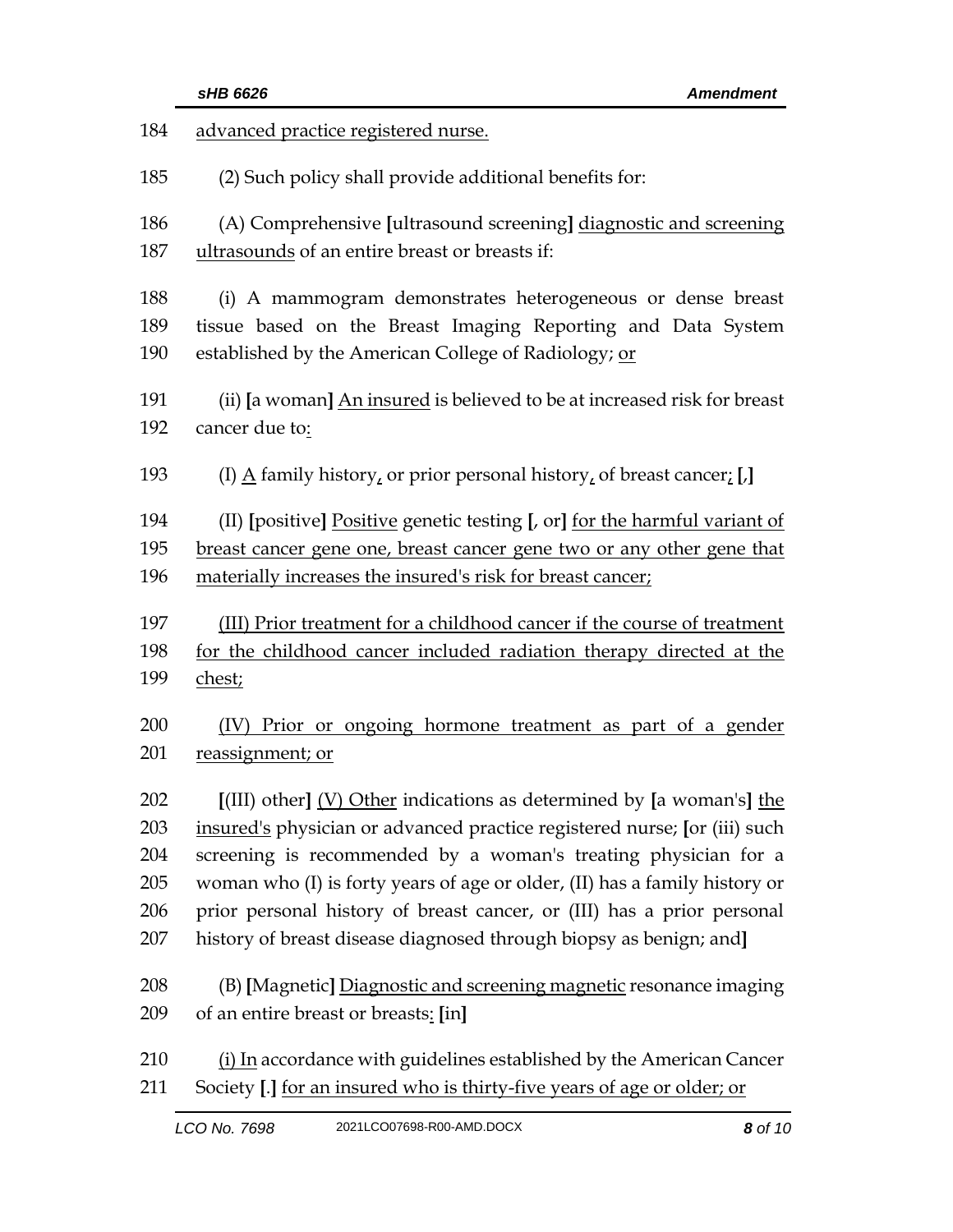advanced practice registered nurse.

(2) Such policy shall provide additional benefits for:

(A) Comprehensive [ultrasound screening] diagnostic and screening ultrasounds of an entire breast or breasts if:

(i) A mammogram demonstrates heterogeneous or dense breast tissue based on the Breast Imaging Reporting and Data System established by the American College of Radiology; or

(ii) [a woman] An insured is believed to be at increased risk for breast cancer due to:

(I) A family history, or prior personal history, of breast cancer; [,]

(II) [positive] Positive genetic testing [, or] for the harmful variant of breast cancer gene one, breast cancer gene two or any other gene that materially increases the insured's risk for breast cancer;

(III) Prior treatment for a childhood cancer if the course of treatment for the childhood cancer included radiation therapy directed at the chest;

(IV) Prior or ongoing hormone treatment as part of a gender reassignment; or

[(III) other] (V) Other indications as determined by [a woman's] the insured's physician or advanced practice registered nurse; [or (iii) such screening is recommended by a woman's treating physician for a woman who (I) is forty years of age or older, (II) has a family history or prior personal history of breast cancer, or (III) has a prior personal history of breast disease diagnosed through biopsy as benign; and]

(B) [Magnetic] Diagnostic and screening magnetic resonance imaging of an entire breast or breasts: [in]

(i) In accordance with guidelines established by the American Cancer Society [.] for an insured who is thirty-five years of age or older; or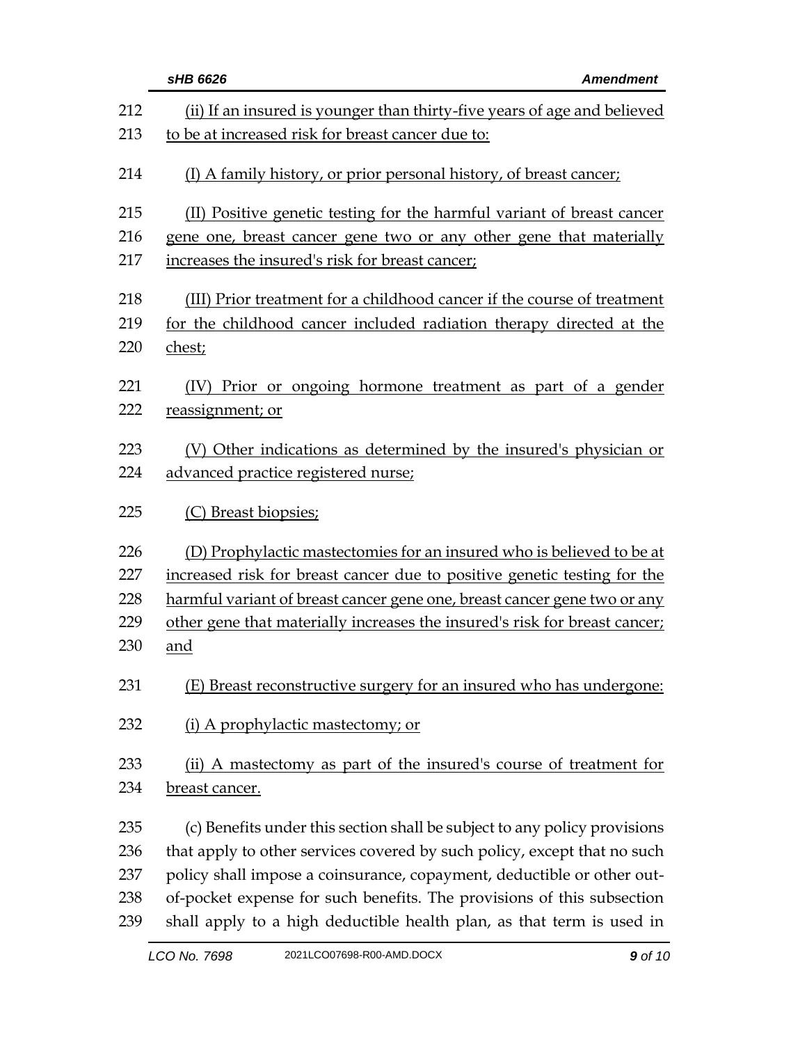(ii) If an insured is younger than thirty-five years of age and believed to be at increased risk for breast cancer due to:

(I) A family history, or prior personal history, of breast cancer;

(II) Positive genetic testing for the harmful variant of breast cancer gene one, breast cancer gene two or any other gene that materially increases the insured's risk for breast cancer;

(III) Prior treatment for a childhood cancer if the course of treatment for the childhood cancer included radiation therapy directed at the chest;

(IV) Prior or ongoing hormone treatment as part of a gender reassignment; or

(V) Other indications as determined by the insured's physician or advanced practice registered nurse;

(C) Breast biopsies;

(D) Prophylactic mastectomies for an insured who is believed to be at increased risk for breast cancer due to positive genetic testing for the harmful variant of breast cancer gene one, breast cancer gene two or any other gene that materially increases the insured's risk for breast cancer; and

(E) Breast reconstructive surgery for an insured who has undergone:

(i) A prophylactic mastectomy; or

(ii) A mastectomy as part of the insured's course of treatment for breast cancer.

(c) Benefits under this section shall be subject to any policy provisions that apply to other services covered by such policy, except that no such policy shall impose a coinsurance, copayment, deductible or other out-of-pocket expense for such benefits. The provisions of this subsection shall apply to a high deductible health plan, as that term is used in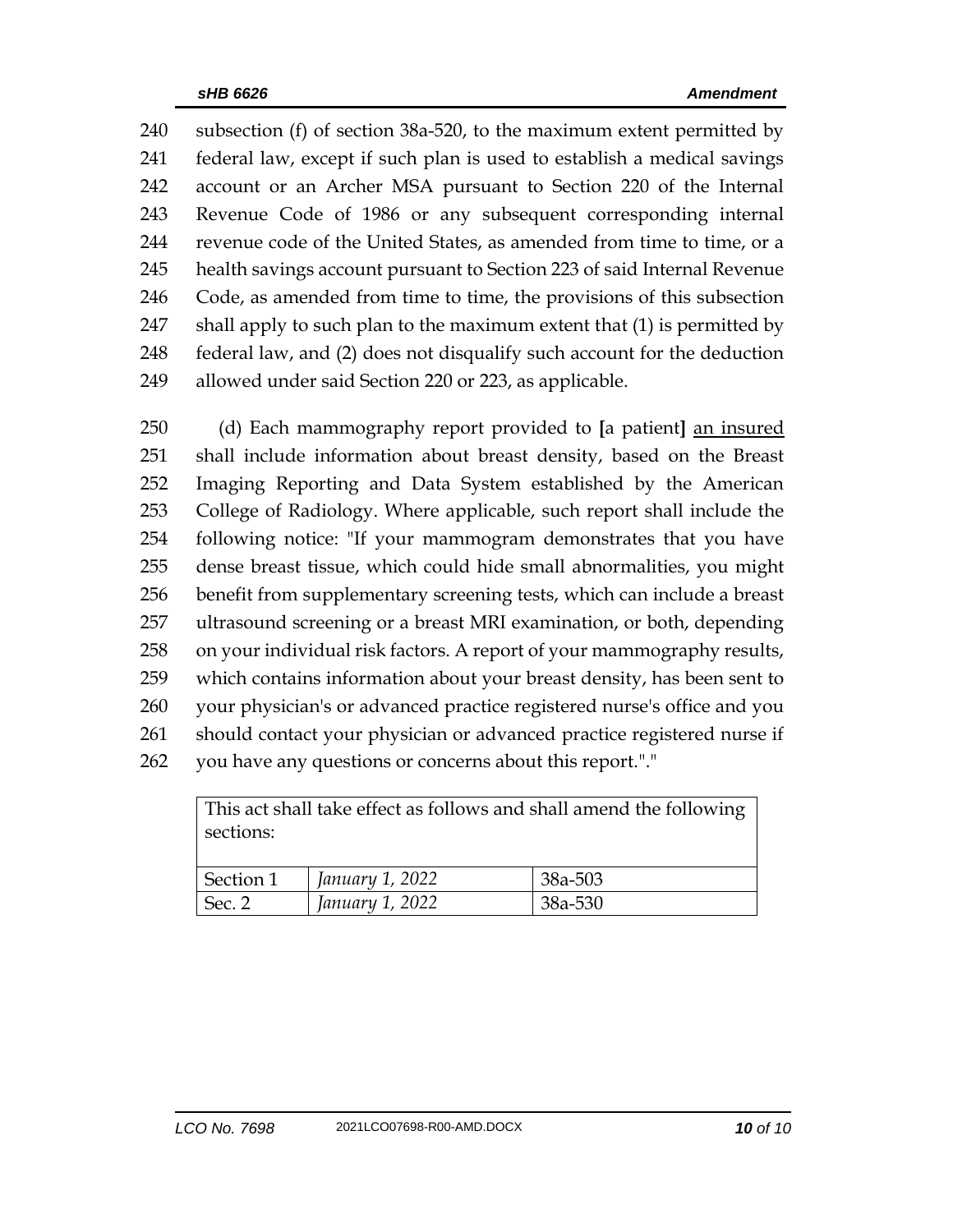240 subsection (f) of section 38a-520, to the maximum extent permitted by
241 federal law, except if such plan is used to establish a medical savings
242 account or an Archer MSA pursuant to Section 220 of the Internal
243 Revenue Code of 1986 or any subsequent corresponding internal
244 revenue code of the United States, as amended from time to time, or a
245 health savings account pursuant to Section 223 of said Internal Revenue
246 Code, as amended from time to time, the provisions of this subsection
247 shall apply to such plan to the maximum extent that (1) is permitted by
248 federal law, and (2) does not disqualify such account for the deduction
249 allowed under said Section 220 or 223, as applicable.

250 (d) Each mammography report provided to **[**a patient**]** <u>an insured</u>
251 shall include information about breast density, based on the Breast
252 Imaging Reporting and Data System established by the American
253 College of Radiology. Where applicable, such report shall include the
254 following notice: "If your mammogram demonstrates that you have
255 dense breast tissue, which could hide small abnormalities, you might
256 benefit from supplementary screening tests, which can include a breast
257 ultrasound screening or a breast MRI examination, or both, depending
258 on your individual risk factors. A report of your mammography results,
259 which contains information about your breast density, has been sent to
260 your physician's or advanced practice registered nurse's office and you
261 should contact your physician or advanced practice registered nurse if
262 you have any questions or concerns about this report."."

| This act shall take effect as follows and shall amend the following sections: | | |
|---|---|---|
| Section 1 | *January 1, 2022* | 38a-503 |
| Sec. 2 | *January 1, 2022* | 38a-530 |